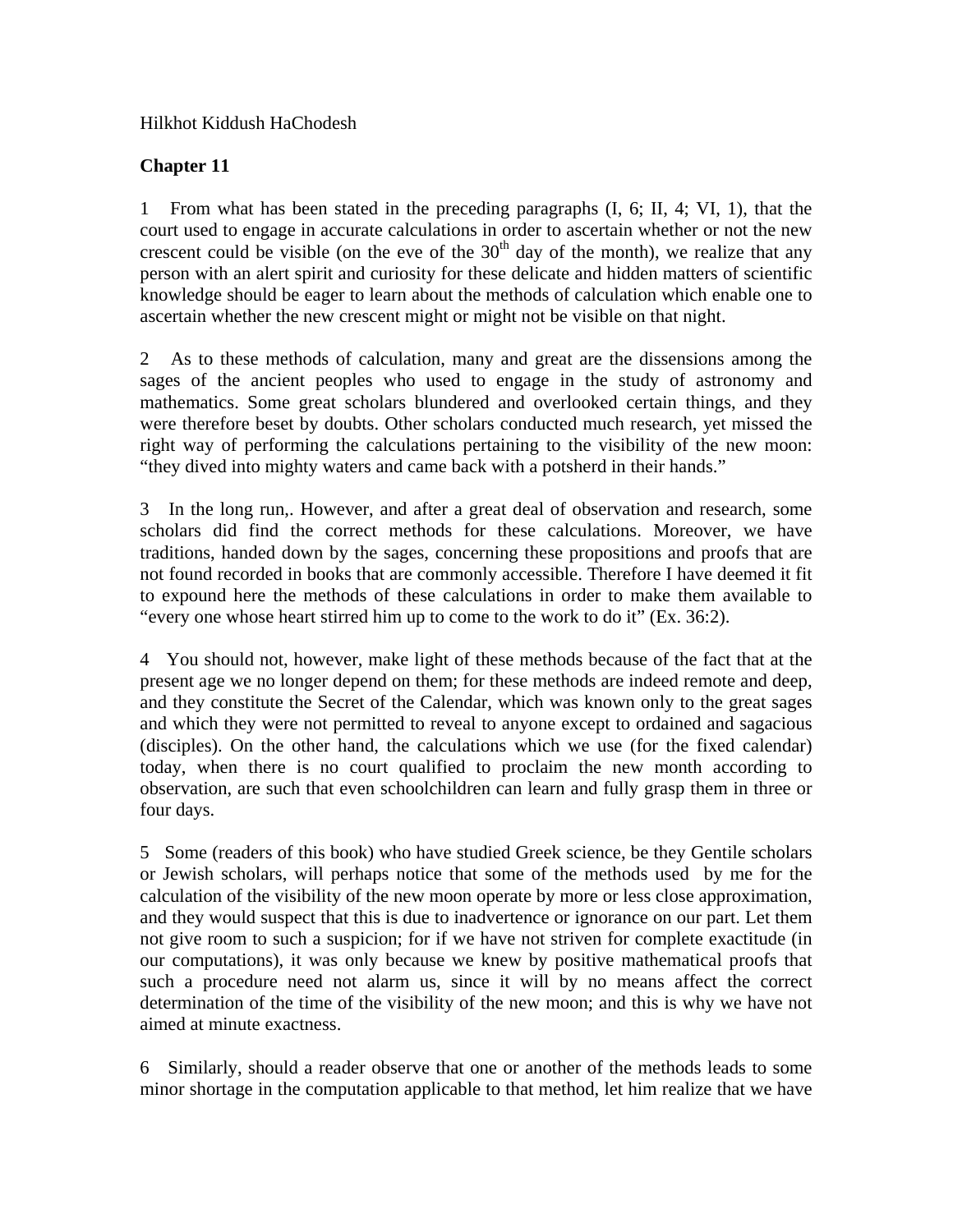Hilkhot Kiddush HaChodesh

**Chapter 11**

1 From what has been stated in the preceding paragraphs (I, 6; II, 4; VI, 1), that the court used to engage in accurate calculations in order to ascertain whether or not the new crescent could be visible (on the eve of the 30th day of the month), we realize that any person with an alert spirit and curiosity for these delicate and hidden matters of scientific knowledge should be eager to learn about the methods of calculation which enable one to ascertain whether the new crescent might or might not be visible on that night.

2 As to these methods of calculation, many and great are the dissensions among the sages of the ancient peoples who used to engage in the study of astronomy and mathematics. Some great scholars blundered and overlooked certain things, and they were therefore beset by doubts. Other scholars conducted much research, yet missed the right way of performing the calculations pertaining to the visibility of the new moon: "they dived into mighty waters and came back with a potsherd in their hands."

3 In the long run,. However, and after a great deal of observation and research, some scholars did find the correct methods for these calculations. Moreover, we have traditions, handed down by the sages, concerning these propositions and proofs that are not found recorded in books that are commonly accessible. Therefore I have deemed it fit to expound here the methods of these calculations in order to make them available to "every one whose heart stirred him up to come to the work to do it" (Ex. 36:2).

4 You should not, however, make light of these methods because of the fact that at the present age we no longer depend on them; for these methods are indeed remote and deep, and they constitute the Secret of the Calendar, which was known only to the great sages and which they were not permitted to reveal to anyone except to ordained and sagacious (disciples). On the other hand, the calculations which we use (for the fixed calendar) today, when there is no court qualified to proclaim the new month according to observation, are such that even schoolchildren can learn and fully grasp them in three or four days.

5 Some (readers of this book) who have studied Greek science, be they Gentile scholars or Jewish scholars, will perhaps notice that some of the methods used by me for the calculation of the visibility of the new moon operate by more or less close approximation, and they would suspect that this is due to inadvertence or ignorance on our part. Let them not give room to such a suspicion; for if we have not striven for complete exactitude (in our computations), it was only because we knew by positive mathematical proofs that such a procedure need not alarm us, since it will by no means affect the correct determination of the time of the visibility of the new moon; and this is why we have not aimed at minute exactness.

6 Similarly, should a reader observe that one or another of the methods leads to some minor shortage in the computation applicable to that method, let him realize that we have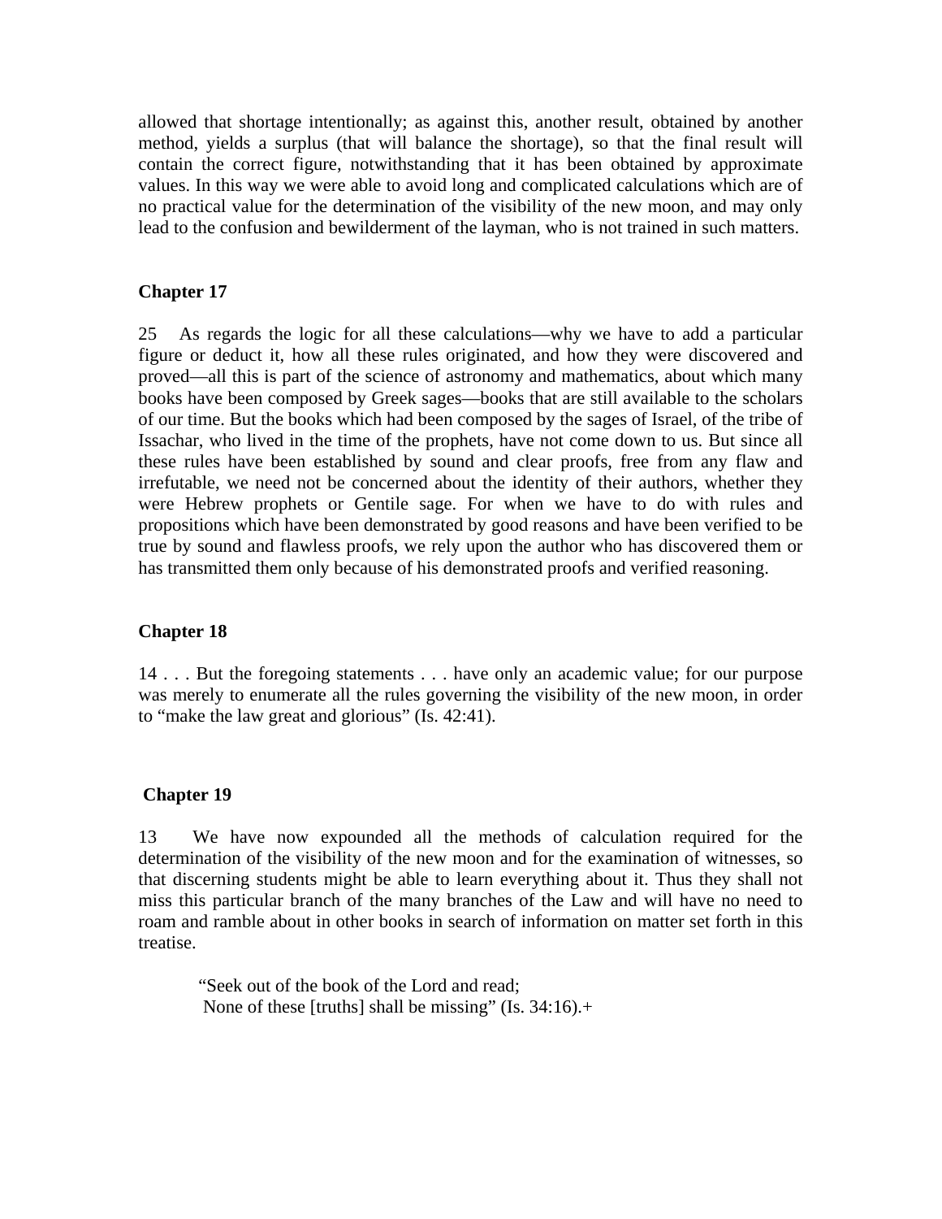allowed that shortage intentionally; as against this, another result, obtained by another method, yields a surplus (that will balance the shortage), so that the final result will contain the correct figure, notwithstanding that it has been obtained by approximate values. In this way we were able to avoid long and complicated calculations which are of no practical value for the determination of the visibility of the new moon, and may only lead to the confusion and bewilderment of the layman, who is not trained in such matters.

## Chapter 17

25 As regards the logic for all these calculations—why we have to add a particular figure or deduct it, how all these rules originated, and how they were discovered and proved—all this is part of the science of astronomy and mathematics, about which many books have been composed by Greek sages—books that are still available to the scholars of our time. But the books which had been composed by the sages of Israel, of the tribe of Issachar, who lived in the time of the prophets, have not come down to us. But since all these rules have been established by sound and clear proofs, free from any flaw and irrefutable, we need not be concerned about the identity of their authors, whether they were Hebrew prophets or Gentile sage. For when we have to do with rules and propositions which have been demonstrated by good reasons and have been verified to be true by sound and flawless proofs, we rely upon the author who has discovered them or has transmitted them only because of his demonstrated proofs and verified reasoning.

## Chapter 18

14 . . . But the foregoing statements . . . have only an academic value; for our purpose was merely to enumerate all the rules governing the visibility of the new moon, in order to "make the law great and glorious" (Is. 42:41).

## Chapter 19

13 We have now expounded all the methods of calculation required for the determination of the visibility of the new moon and for the examination of witnesses, so that discerning students might be able to learn everything about it. Thus they shall not miss this particular branch of the many branches of the Law and will have no need to roam and ramble about in other books in search of information on matter set forth in this treatise.

> "Seek out of the book of the Lord and read;
> None of these [truths] shall be missing" (Is. 34:16).+